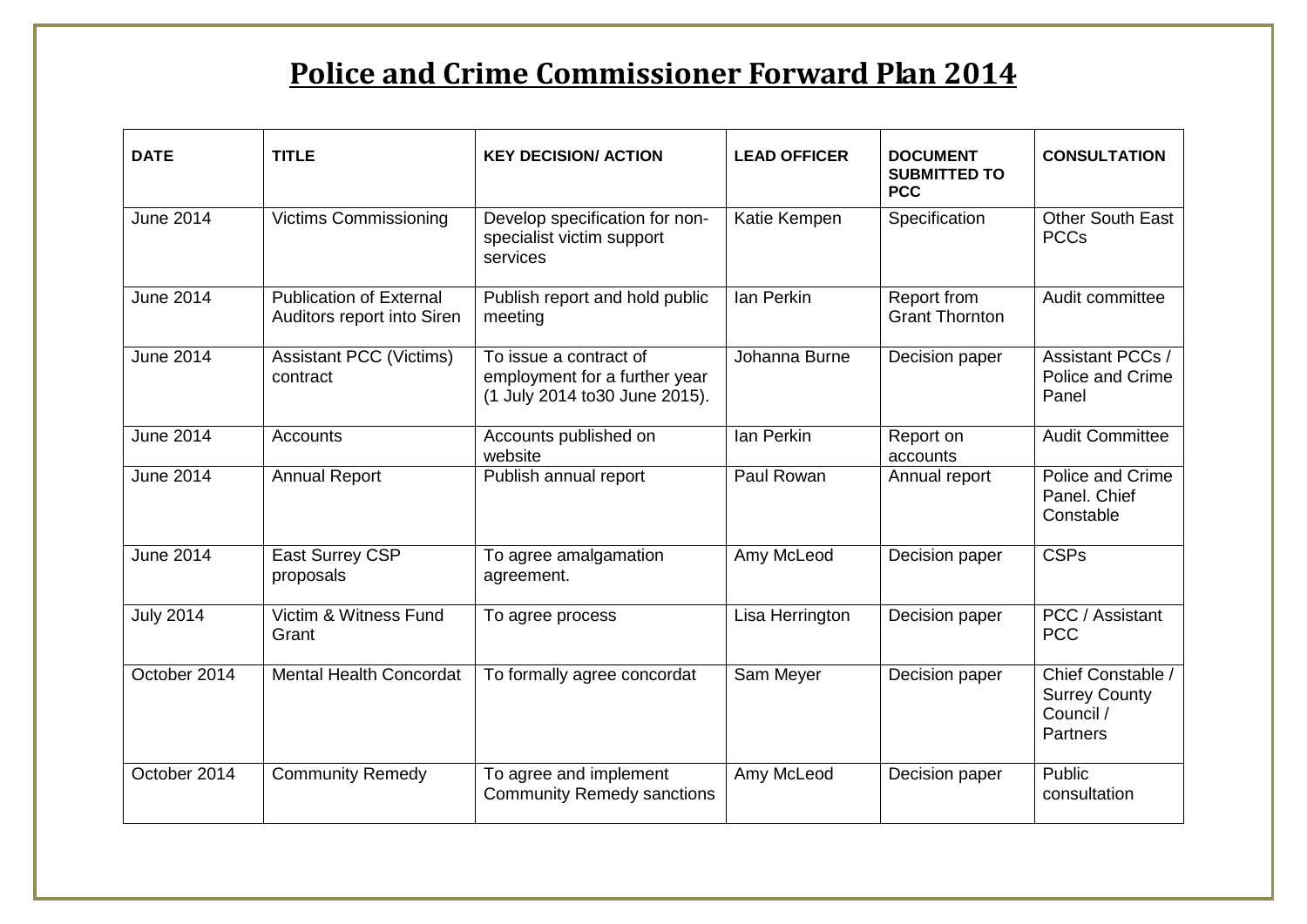# Police and Crime Commissioner Forward Plan 2014

| DATE | TITLE | KEY DECISION/ ACTION | LEAD OFFICER | DOCUMENT SUBMITTED TO PCC | CONSULTATION |
|---|---|---|---|---|---|
| June 2014 | Victims Commissioning | Develop specification for non-specialist victim support services | Katie Kempen | Specification | Other South East PCCs |
| June 2014 | Publication of External Auditors report into Siren | Publish report and hold public meeting | Ian Perkin | Report from Grant Thornton | Audit committee |
| June 2014 | Assistant PCC (Victims) contract | To issue a contract of employment for a further year (1 July 2014 to30 June 2015). | Johanna Burne | Decision paper | Assistant PCCs / Police and Crime Panel |
| June 2014 | Accounts | Accounts published on website | Ian Perkin | Report on accounts | Audit Committee |
| June 2014 | Annual Report | Publish annual report | Paul Rowan | Annual report | Police and Crime Panel. Chief Constable |
| June 2014 | East Surrey CSP proposals | To agree amalgamation agreement. | Amy McLeod | Decision paper | CSPs |
| July 2014 | Victim & Witness Fund Grant | To agree process | Lisa Herrington | Decision paper | PCC / Assistant PCC |
| October 2014 | Mental Health Concordat | To formally agree concordat | Sam Meyer | Decision paper | Chief Constable / Surrey County Council / Partners |
| October 2014 | Community Remedy | To agree and implement Community Remedy sanctions | Amy McLeod | Decision paper | Public consultation |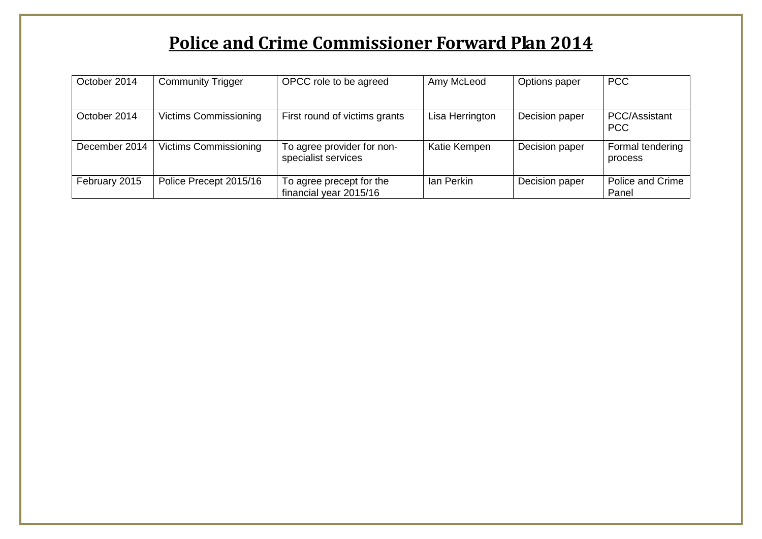# Police and Crime Commissioner Forward Plan 2014

| | | | | | |
|---|---|---|---|---|---|
| October 2014 | Community Trigger | OPCC role to be agreed | Amy McLeod | Options paper | PCC |
| October 2014 | Victims Commissioning | First round of victims grants | Lisa Herrington | Decision paper | PCC/Assistant PCC |
| December 2014 | Victims Commissioning | To agree provider for non-specialist services | Katie Kempen | Decision paper | Formal tendering process |
| February 2015 | Police Precept 2015/16 | To agree precept for the financial year 2015/16 | Ian Perkin | Decision paper | Police and Crime Panel |